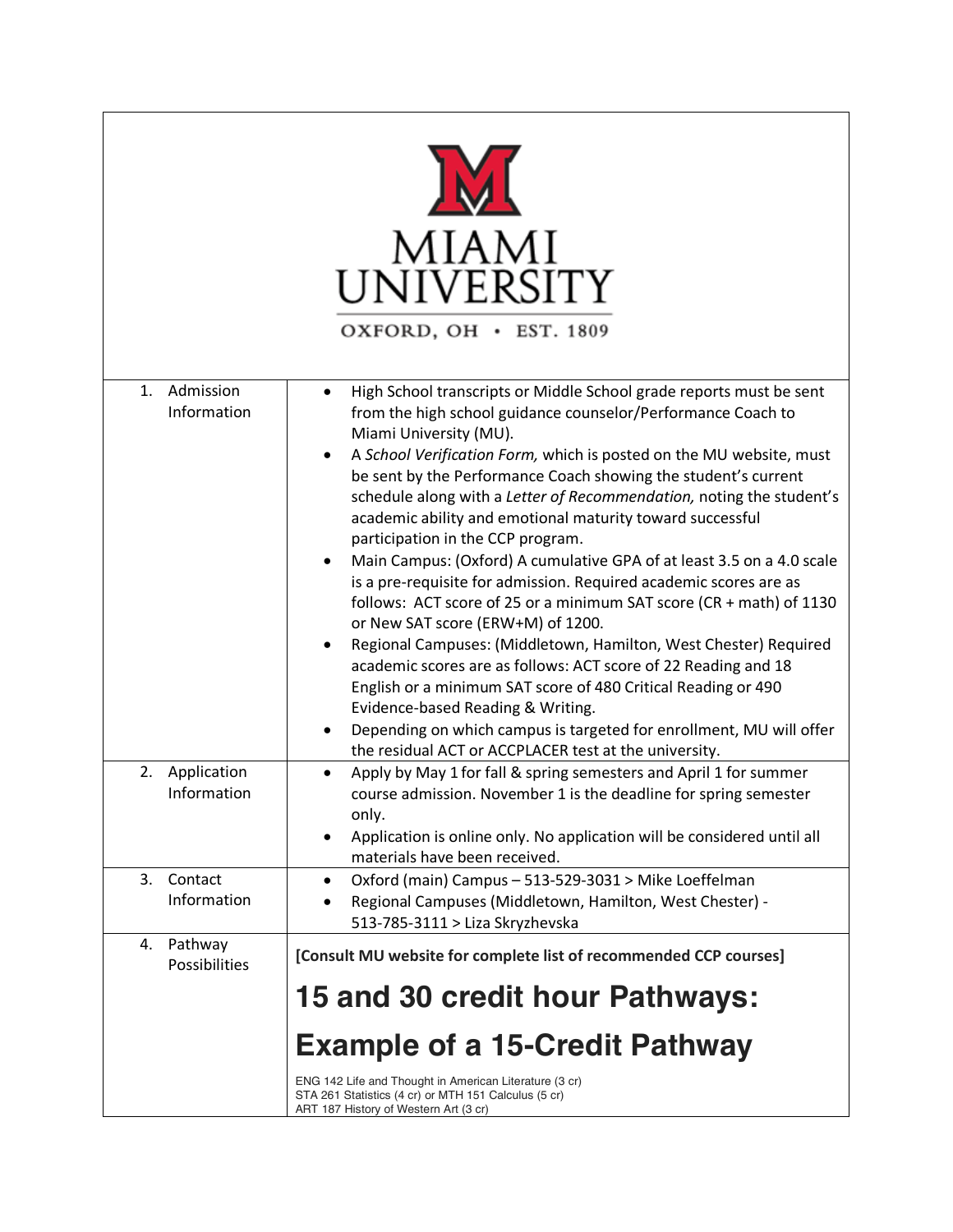MIAMI UNIVERSITY

OXFORD, OH • EST. 1809

| | |
|---|---|
| 1. Admission Information | • High School transcripts or Middle School grade reports must be sent from the high school guidance counselor/Performance Coach to Miami University (MU).<br>• A *School Verification Form,* which is posted on the MU website, must be sent by the Performance Coach showing the student's current schedule along with a *Letter of Recommendation,* noting the student's academic ability and emotional maturity toward successful participation in the CCP program.<br>• Main Campus: (Oxford) A cumulative GPA of at least 3.5 on a 4.0 scale is a pre-requisite for admission. Required academic scores are as follows: ACT score of 25 or a minimum SAT score (CR + math) of 1130 or New SAT score (ERW+M) of 1200.<br>• Regional Campuses: (Middletown, Hamilton, West Chester) Required academic scores are as follows: ACT score of 22 Reading and 18 English or a minimum SAT score of 480 Critical Reading or 490 Evidence-based Reading & Writing.<br>• Depending on which campus is targeted for enrollment, MU will offer the residual ACT or ACCPLACER test at the university. |
| 2. Application Information | • Apply by May 1 for fall & spring semesters and April 1 for summer course admission. November 1 is the deadline for spring semester only.<br>• Application is online only. No application will be considered until all materials have been received. |
| 3. Contact Information | • Oxford (main) Campus – 513-529-3031 > Mike Loeffelman<br>• Regional Campuses (Middletown, Hamilton, West Chester) - 513-785-3111 > Liza Skryzhevska |
| 4. Pathway Possibilities | **[Consult MU website for complete list of recommended CCP courses]**<br>**15 and 30 credit hour Pathways:**<br>**Example of a 15-Credit Pathway**<br>ENG 142 Life and Thought in American Literature (3 cr)<br>STA 261 Statistics (4 cr) or MTH 151 Calculus (5 cr)<br>ART 187 History of Western Art (3 cr) |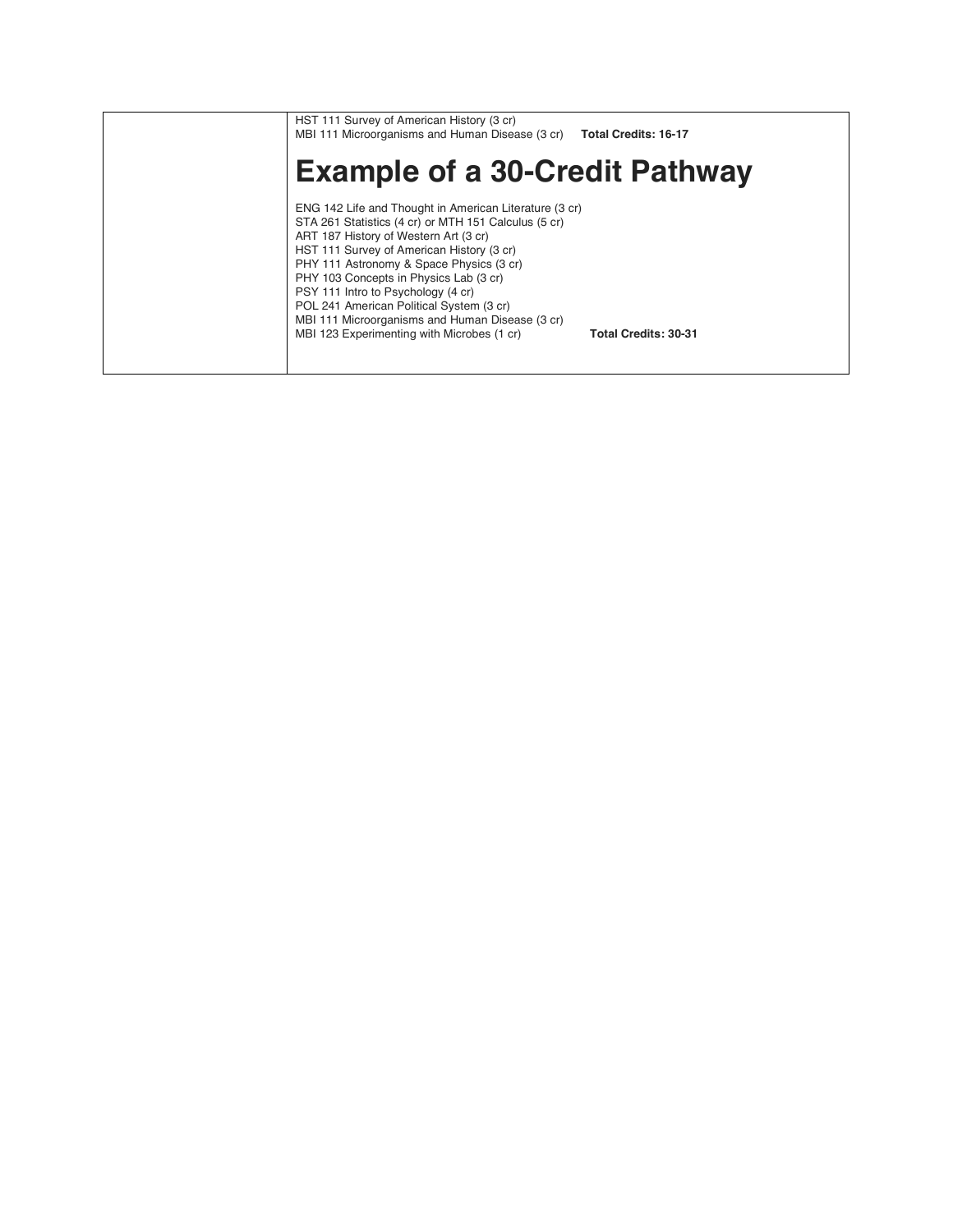| | |
|---|---|
| | HST 111 Survey of American History (3 cr)<br>MBI 111 Microorganisms and Human Disease (3 cr) **Total Credits: 16-17**<br><br>**Example of a 30-Credit Pathway**<br><br>ENG 142 Life and Thought in American Literature (3 cr)<br>STA 261 Statistics (4 cr) or MTH 151 Calculus (5 cr)<br>ART 187 History of Western Art (3 cr)<br>HST 111 Survey of American History (3 cr)<br>PHY 111 Astronomy & Space Physics (3 cr)<br>PHY 103 Concepts in Physics Lab (3 cr)<br>PSY 111 Intro to Psychology (4 cr)<br>POL 241 American Political System (3 cr)<br>MBI 111 Microorganisms and Human Disease (3 cr)<br>MBI 123 Experimenting with Microbes (1 cr) **Total Credits: 30-31** |